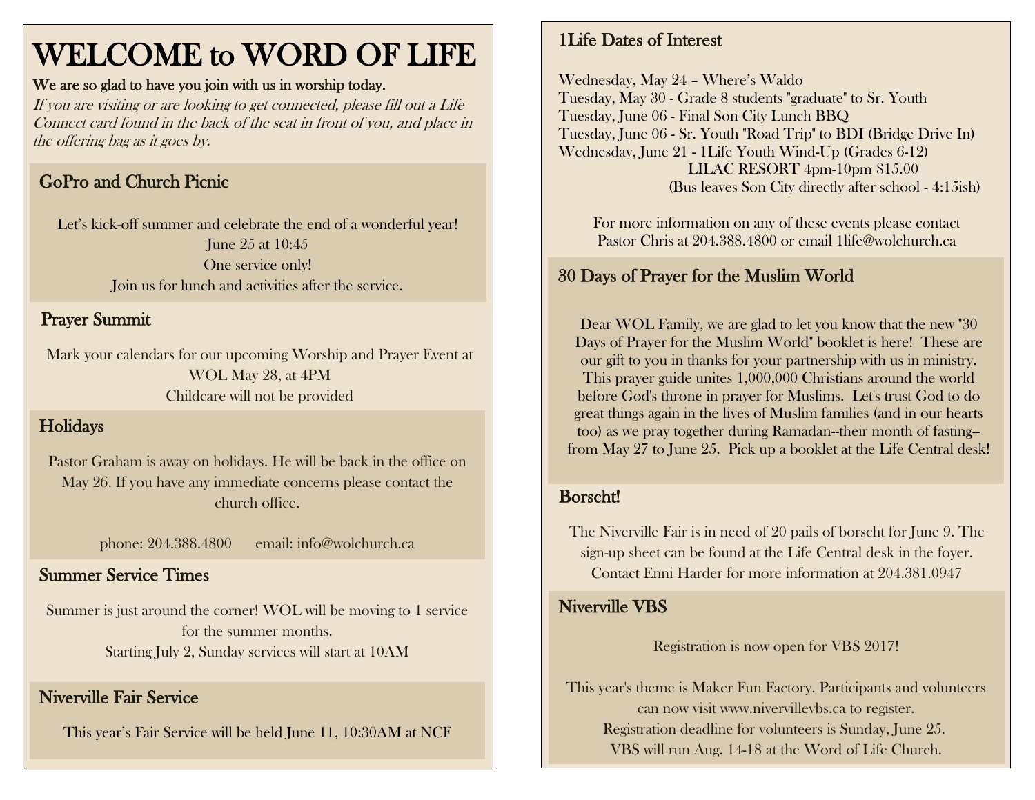# WELCOME to WORD OF LIFE

**We are so glad to have you join with us in worship today.**

*If you are visiting or are looking to get connected, please fill out a Life Connect card found in the back of the seat in front of you, and place in the offering bag as it goes by.*

## GoPro and Church Picnic

Let's kick-off summer and celebrate the end of a wonderful year!
June 25 at 10:45
One service only!
Join us for lunch and activities after the service.

## Prayer Summit

Mark your calendars for our upcoming Worship and Prayer Event at WOL May 28, at 4PM
Childcare will not be provided

## Holidays

Pastor Graham is away on holidays. He will be back in the office on May 26. If you have any immediate concerns please contact the church office.

phone: 204.388.4800 email: info@wolchurch.ca

## Summer Service Times

Summer is just around the corner! WOL will be moving to 1 service for the summer months.
Starting July 2, Sunday services will start at 10AM

## Niverville Fair Service

This year's Fair Service will be held June 11, 10:30AM at NCF

## 1Life Dates of Interest

Wednesday, May 24 – Where's Waldo
Tuesday, May 30 - Grade 8 students "graduate" to Sr. Youth
Tuesday, June 06 - Final Son City Lunch BBQ
Tuesday, June 06 - Sr. Youth "Road Trip" to BDI (Bridge Drive In)
Wednesday, June 21 - 1Life Youth Wind-Up (Grades 6-12)
LILAC RESORT 4pm-10pm $15.00
(Bus leaves Son City directly after school - 4:15ish)

For more information on any of these events please contact Pastor Chris at 204.388.4800 or email 1life@wolchurch.ca

## 30 Days of Prayer for the Muslim World

Dear WOL Family, we are glad to let you know that the new "30 Days of Prayer for the Muslim World" booklet is here! These are our gift to you in thanks for your partnership with us in ministry. This prayer guide unites 1,000,000 Christians around the world before God's throne in prayer for Muslims. Let's trust God to do great things again in the lives of Muslim families (and in our hearts too) as we pray together during Ramadan--their month of fasting--from May 27 to June 25. Pick up a booklet at the Life Central desk!

## Borscht!

The Niverville Fair is in need of 20 pails of borscht for June 9. The sign-up sheet can be found at the Life Central desk in the foyer. Contact Enni Harder for more information at 204.381.0947

## Niverville VBS

Registration is now open for VBS 2017!

This year's theme is Maker Fun Factory. Participants and volunteers can now visit www.nivervillevbs.ca to register.
Registration deadline for volunteers is Sunday, June 25.
VBS will run Aug. 14-18 at the Word of Life Church.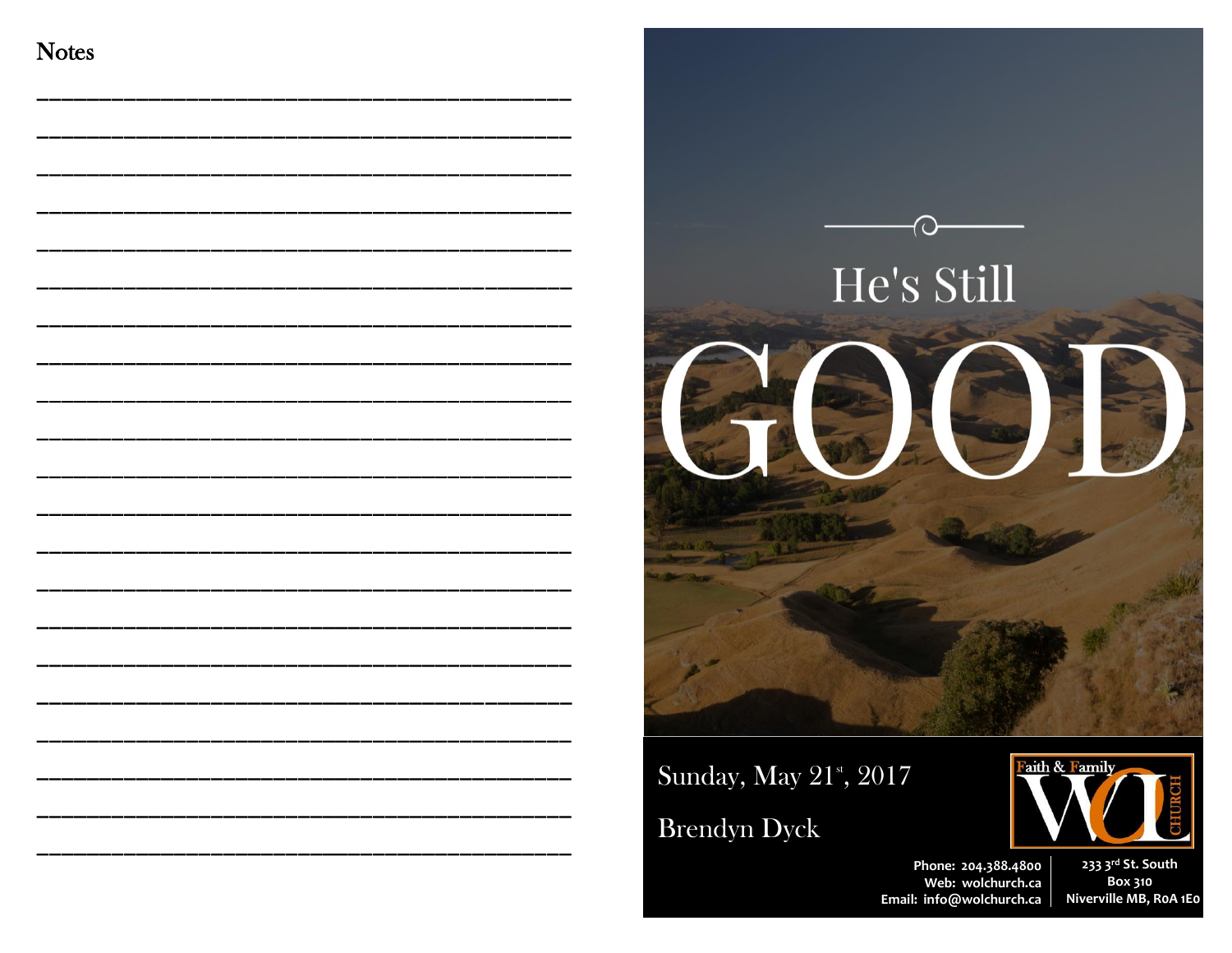## Notes

\_\_\_\_\_\_\_\_\_\_\_\_\_\_\_\_\_\_\_\_\_\_\_\_\_\_\_\_\_\_\_\_\_\_\_\_\_\_\_\_

He's Still

# GOOD

Sunday, May 21st, 2017

Brendyn Dyck

Faith & Family WOL CHURCH

Phone: 204.388.4800
Web: wolchurch.ca
Email: info@wolchurch.ca

233 3rd St. South
Box 310
Niverville MB, R0A 1E0